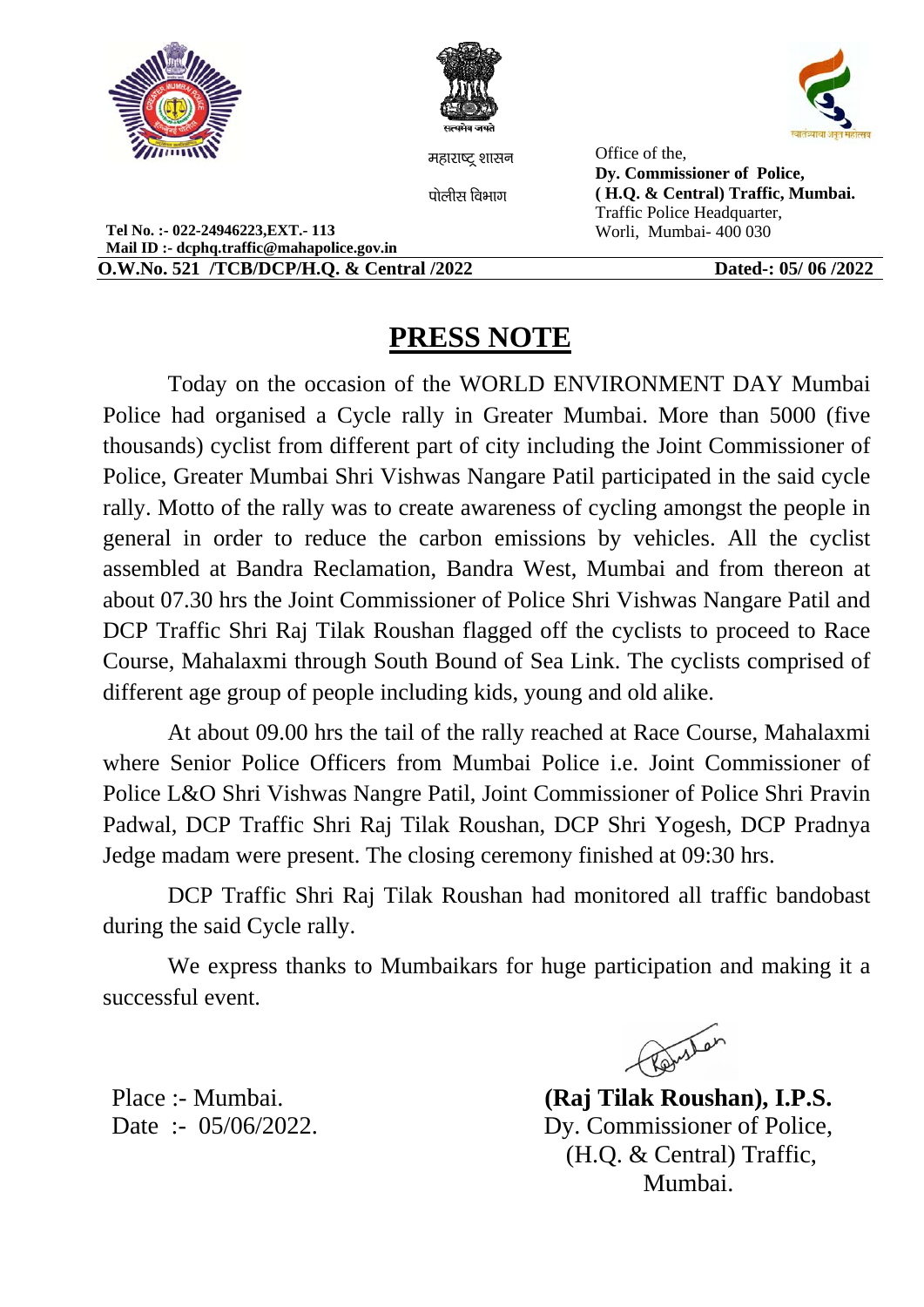सत्यमेव जयते

महाराष्ट्र शासन

पोलीस विभाग

Office of the,
**Dy. Commissioner of Police,**
**( H.Q. & Central) Traffic, Mumbai.**
Traffic Police Headquarter,
Worli, Mumbai- 400 030

**Tel No. :- 022-24946223,EXT.- 113**
**Mail ID :- dcphq.traffic@mahapolice.gov.in**

**O.W.No. 521 /TCB/DCP/H.Q. & Central /2022** **Dated-: 05/ 06 /2022**

# PRESS NOTE

Today on the occasion of the WORLD ENVIRONMENT DAY Mumbai Police had organised a Cycle rally in Greater Mumbai. More than 5000 (five thousands) cyclist from different part of city including the Joint Commissioner of Police, Greater Mumbai Shri Vishwas Nangare Patil participated in the said cycle rally. Motto of the rally was to create awareness of cycling amongst the people in general in order to reduce the carbon emissions by vehicles. All the cyclist assembled at Bandra Reclamation, Bandra West, Mumbai and from thereon at about 07.30 hrs the Joint Commissioner of Police Shri Vishwas Nangare Patil and DCP Traffic Shri Raj Tilak Roushan flagged off the cyclists to proceed to Race Course, Mahalaxmi through South Bound of Sea Link. The cyclists comprised of different age group of people including kids, young and old alike.

At about 09.00 hrs the tail of the rally reached at Race Course, Mahalaxmi where Senior Police Officers from Mumbai Police i.e. Joint Commissioner of Police L&O Shri Vishwas Nangre Patil, Joint Commissioner of Police Shri Pravin Padwal, DCP Traffic Shri Raj Tilak Roushan, DCP Shri Yogesh, DCP Pradnya Jedge madam were present. The closing ceremony finished at 09:30 hrs.

DCP Traffic Shri Raj Tilak Roushan had monitored all traffic bandobast during the said Cycle rally.

We express thanks to Mumbaikars for huge participation and making it a successful event.

Place :- Mumbai.
Date :- 05/06/2022.

**(Raj Tilak Roushan), I.P.S.**
Dy. Commissioner of Police,
(H.Q. & Central) Traffic,
Mumbai.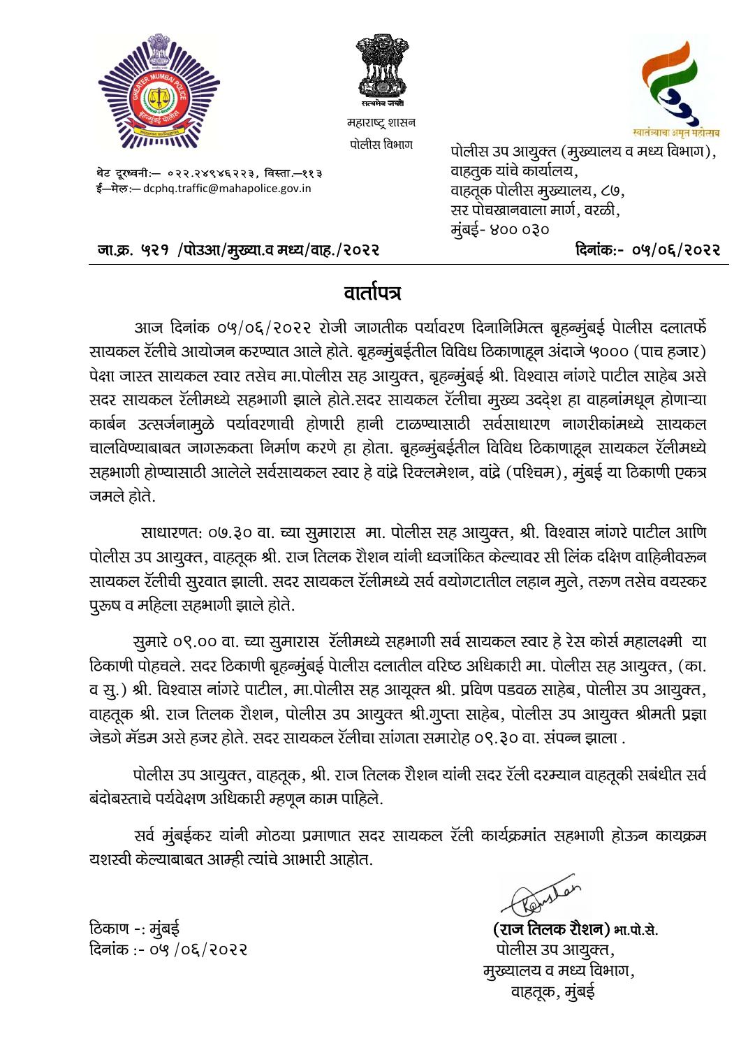महाराष्ट्र शासन
पोलीस विभाग

थेट दूरध्वनी:– ०२२.२४९४६२२३, विस्ता.–११३
ई–मेल:– dcphq.traffic@mahapolice.gov.in

पोलीस उप आयुक्त (मुख्यालय व मध्य विभाग),
वाहतुक यांचे कार्यालय,
वाहतूक पोलीस मुख्यालय, ८७,
सर पोचखानवाला मार्ग, वरळी,
मुंबई- ४०० ०३०

**जा.क्र. ५२१ /पोउआ/मुख्या.व मध्य/वाह./२०२२** **दिनांक:- ०५/०६/२०२२**

# वार्तापत्र

आज दिनांक ०५/०६/२०२२ रोजी जागतीक पर्यावरण दिनानिमित्त बृहन्मुंबई पोलीस दलातर्फे सायकल रॅलीचे आयोजन करण्यात आले होते. बृहन्मुंबईतील विविध ठिकाणाहून अंदाजे ५००० (पाच हजार) पेक्षा जास्त सायकल स्वार तसेच मा.पोलीस सह आयुक्त, बृहन्मुंबई श्री. विश्वास नांगरे पाटील साहेब असे सदर सायकल रॅलीमध्ये सहभागी झाले होते.सदर सायकल रॅलीचा मुख्य उद्देश हा वाहनांमधून होणाऱ्या कार्बन उत्सर्जनामुळे पर्यावरणाची होणारी हानी टाळण्यासाठी सर्वसाधारण नागरीकांमध्ये सायकल चालविण्याबाबत जागरूकता निर्माण करणे हा होता. बृहन्मुंबईतील विविध ठिकाणाहून सायकल रॅलीमध्ये सहभागी होण्यासाठी आलेले सर्वसायकल स्वार हे वांद्रे रिक्लमेशन, वांद्रे (पश्चिम), मुंबई या ठिकाणी एकत्र जमले होते.

साधारणत: ०७.३० वा. च्या सुमारास मा. पोलीस सह आयुक्त, श्री. विश्वास नांगरे पाटील आणि पोलीस उप आयुक्त, वाहतूक श्री. राज तिलक रौशन यांनी ध्वजांकित केल्यावर सी लिंक दक्षिण वाहिनीवरून सायकल रॅलीची सुरवात झाली. सदर सायकल रॅलीमध्ये सर्व वयोगटातील लहान मुले, तरूण तसेच वयस्कर पुरुष व महिला सहभागी झाले होते.

सुमारे ०९.०० वा. च्या सुमारास रॅलीमध्ये सहभागी सर्व सायकल स्वार हे रेस कोर्स महालक्ष्मी या ठिकाणी पोहचले. सदर ठिकाणी बृहन्मुंबई पोलीस दलातील वरिष्ठ अधिकारी मा. पोलीस सह आयुक्त, (का. व सु.) श्री. विश्वास नांगरे पाटील, मा.पोलीस सह आयूक्त श्री. प्रविण पडवळ साहेब, पोलीस उप आयुक्त, वाहतूक श्री. राज तिलक रौशन, पोलीस उप आयुक्त श्री.गुप्ता साहेब, पोलीस उप आयुक्त श्रीमती प्रज्ञा जेडगे मॅडम असे हजर होते. सदर सायकल रॅलीचा सांगता समारोह ०९.३० वा. संपन्न झाला .

पोलीस उप आयुक्त, वाहतूक, श्री. राज तिलक रौशन यांनी सदर रॅली दरम्यान वाहतूकी सबंधीत सर्व बंदोबस्ताचे पर्यवेक्षण अधिकारी म्हणून काम पाहिले.

सर्व मुंबईकर यांनी मोठया प्रमाणात सदर सायकल रॅली कार्यक्रमांत सहभागी होऊन कायक्रम यशस्वी केल्याबाबत आम्ही त्यांचे आभारी आहोत.

ठिकाण -: मुंबई
दिनांक :- ०५ /०६/२०२२

**(राज तिलक रौशन)** भा.पो.से.
पोलीस उप आयुक्त,
मुख्यालय व मध्य विभाग,
वाहतूक, मुंबई